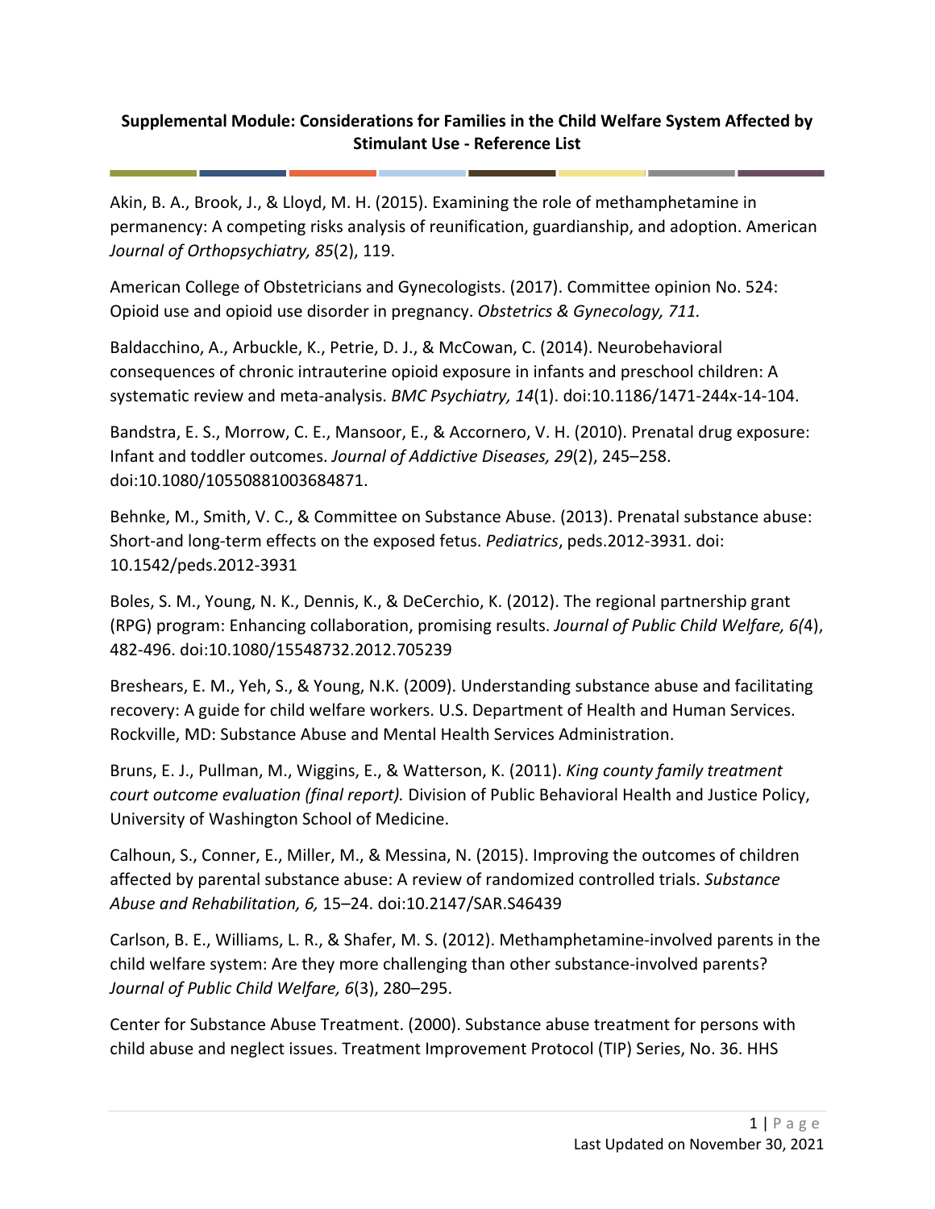**Supplemental Module: Considerations for Families in the Child Welfare System Affected by Stimulant Use - Reference List**

Akin, B. A., Brook, J., & Lloyd, M. H. (2015). Examining the role of methamphetamine in permanency: A competing risks analysis of reunification, guardianship, and adoption. American *Journal of Orthopsychiatry, 85*(2), 119.

American College of Obstetricians and Gynecologists. (2017). Committee opinion No. 524: Opioid use and opioid use disorder in pregnancy. *Obstetrics & Gynecology, 711.*

Baldacchino, A., Arbuckle, K., Petrie, D. J., & McCowan, C. (2014). Neurobehavioral consequences of chronic intrauterine opioid exposure in infants and preschool children: A systematic review and meta-analysis. *BMC Psychiatry, 14*(1). doi:10.1186/1471-244x-14-104.

Bandstra, E. S., Morrow, C. E., Mansoor, E., & Accornero, V. H. (2010). Prenatal drug exposure: Infant and toddler outcomes. *Journal of Addictive Diseases, 29*(2), 245–258. doi:10.1080/10550881003684871.

Behnke, M., Smith, V. C., & Committee on Substance Abuse. (2013). Prenatal substance abuse: Short-and long-term effects on the exposed fetus. *Pediatrics*, peds.2012-3931. doi: 10.1542/peds.2012-3931

Boles, S. M., Young, N. K., Dennis, K., & DeCerchio, K. (2012). The regional partnership grant (RPG) program: Enhancing collaboration, promising results. *Journal of Public Child Welfare, 6(*4), 482-496. doi:10.1080/15548732.2012.705239

Breshears, E. M., Yeh, S., & Young, N.K. (2009). Understanding substance abuse and facilitating recovery: A guide for child welfare workers. U.S. Department of Health and Human Services. Rockville, MD: Substance Abuse and Mental Health Services Administration.

Bruns, E. J., Pullman, M., Wiggins, E., & Watterson, K. (2011). *King county family treatment court outcome evaluation (final report).* Division of Public Behavioral Health and Justice Policy, University of Washington School of Medicine.

Calhoun, S., Conner, E., Miller, M., & Messina, N. (2015). Improving the outcomes of children affected by parental substance abuse: A review of randomized controlled trials. *Substance Abuse and Rehabilitation, 6,* 15–24. doi:10.2147/SAR.S46439

Carlson, B. E., Williams, L. R., & Shafer, M. S. (2012). Methamphetamine-involved parents in the child welfare system: Are they more challenging than other substance-involved parents? *Journal of Public Child Welfare, 6*(3), 280–295.

Center for Substance Abuse Treatment. (2000). Substance abuse treatment for persons with child abuse and neglect issues. Treatment Improvement Protocol (TIP) Series, No. 36. HHS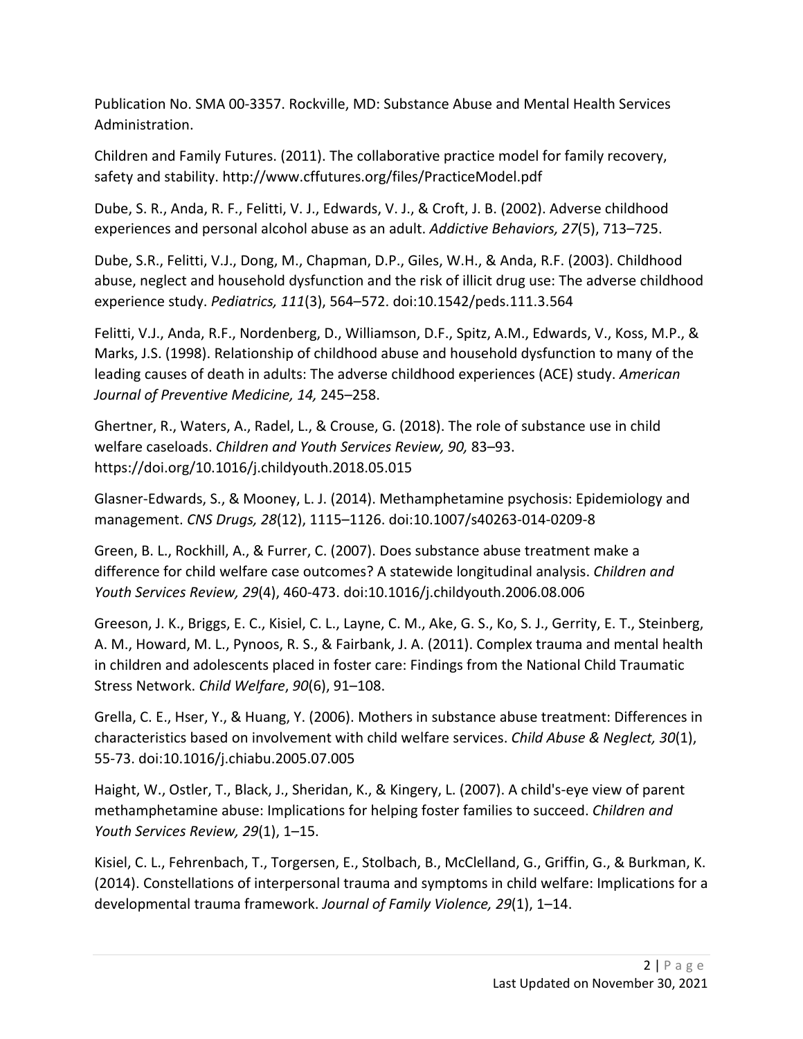Publication No. SMA 00-3357. Rockville, MD: Substance Abuse and Mental Health Services Administration.

Children and Family Futures. (2011). The collaborative practice model for family recovery, safety and stability. http://www.cffutures.org/files/PracticeModel.pdf

Dube, S. R., Anda, R. F., Felitti, V. J., Edwards, V. J., & Croft, J. B. (2002). Adverse childhood experiences and personal alcohol abuse as an adult. *Addictive Behaviors, 27*(5), 713–725.

Dube, S.R., Felitti, V.J., Dong, M., Chapman, D.P., Giles, W.H., & Anda, R.F. (2003). Childhood abuse, neglect and household dysfunction and the risk of illicit drug use: The adverse childhood experience study. *Pediatrics, 111*(3), 564–572. doi:10.1542/peds.111.3.564

Felitti, V.J., Anda, R.F., Nordenberg, D., Williamson, D.F., Spitz, A.M., Edwards, V., Koss, M.P., & Marks, J.S. (1998). Relationship of childhood abuse and household dysfunction to many of the leading causes of death in adults: The adverse childhood experiences (ACE) study. *American Journal of Preventive Medicine, 14,* 245–258.

Ghertner, R., Waters, A., Radel, L., & Crouse, G. (2018). The role of substance use in child welfare caseloads. *Children and Youth Services Review, 90,* 83–93. https://doi.org/10.1016/j.childyouth.2018.05.015

Glasner-Edwards, S., & Mooney, L. J. (2014). Methamphetamine psychosis: Epidemiology and management. *CNS Drugs, 28*(12), 1115–1126. doi:10.1007/s40263-014-0209-8

Green, B. L., Rockhill, A., & Furrer, C. (2007). Does substance abuse treatment make a difference for child welfare case outcomes? A statewide longitudinal analysis. *Children and Youth Services Review, 29*(4), 460-473. doi:10.1016/j.childyouth.2006.08.006

Greeson, J. K., Briggs, E. C., Kisiel, C. L., Layne, C. M., Ake, G. S., Ko, S. J., Gerrity, E. T., Steinberg, A. M., Howard, M. L., Pynoos, R. S., & Fairbank, J. A. (2011). Complex trauma and mental health in children and adolescents placed in foster care: Findings from the National Child Traumatic Stress Network. *Child Welfare*, *90*(6), 91–108.

Grella, C. E., Hser, Y., & Huang, Y. (2006). Mothers in substance abuse treatment: Differences in characteristics based on involvement with child welfare services. *Child Abuse & Neglect, 30*(1), 55-73. doi:10.1016/j.chiabu.2005.07.005

Haight, W., Ostler, T., Black, J., Sheridan, K., & Kingery, L. (2007). A child's-eye view of parent methamphetamine abuse: Implications for helping foster families to succeed. *Children and Youth Services Review, 29*(1), 1–15.

Kisiel, C. L., Fehrenbach, T., Torgersen, E., Stolbach, B., McClelland, G., Griffin, G., & Burkman, K. (2014). Constellations of interpersonal trauma and symptoms in child welfare: Implications for a developmental trauma framework. *Journal of Family Violence, 29*(1), 1–14.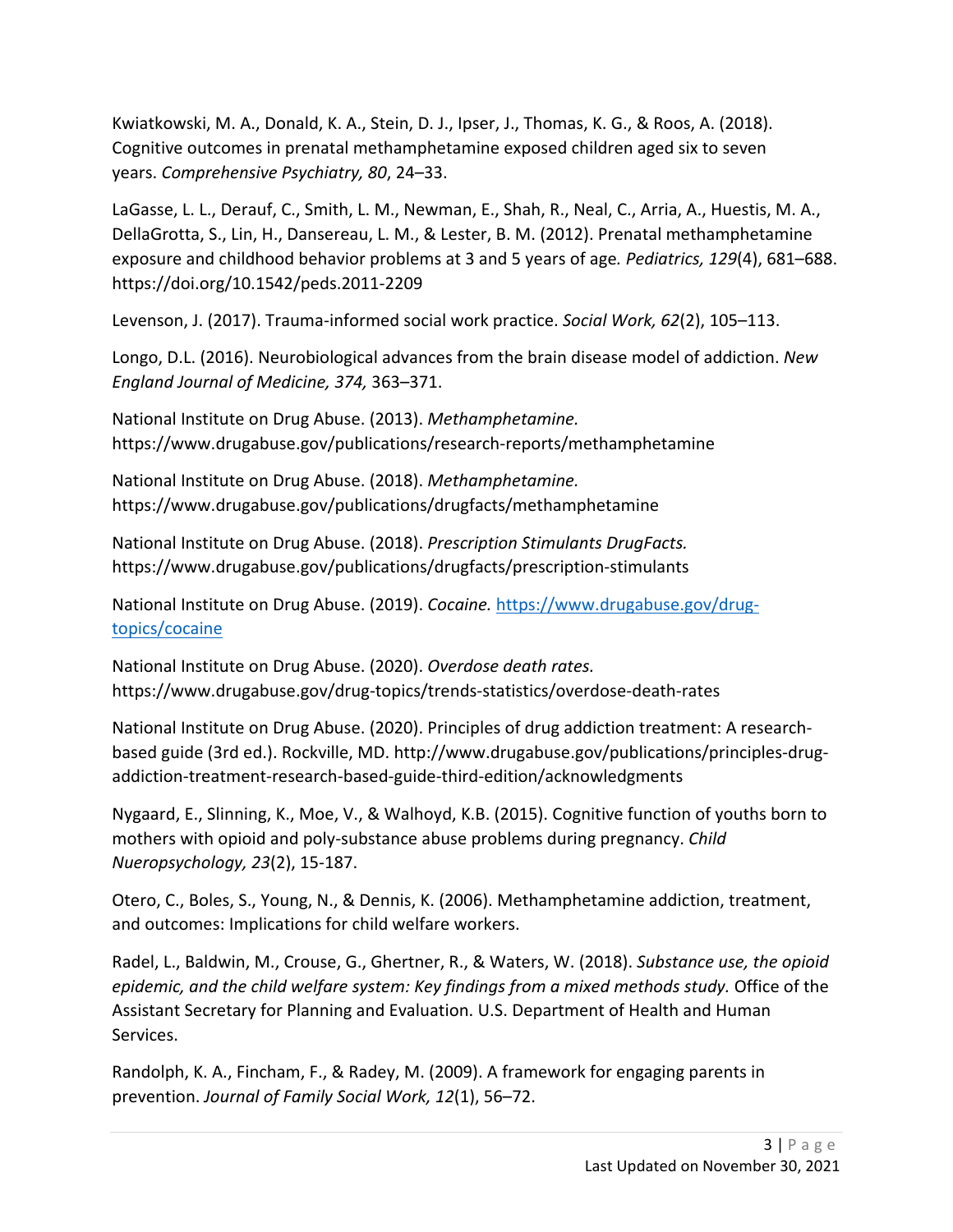Kwiatkowski, M. A., Donald, K. A., Stein, D. J., Ipser, J., Thomas, K. G., & Roos, A. (2018). Cognitive outcomes in prenatal methamphetamine exposed children aged six to seven years. *Comprehensive Psychiatry, 80*, 24–33.

LaGasse, L. L., Derauf, C., Smith, L. M., Newman, E., Shah, R., Neal, C., Arria, A., Huestis, M. A., DellaGrotta, S., Lin, H., Dansereau, L. M., & Lester, B. M. (2012). Prenatal methamphetamine exposure and childhood behavior problems at 3 and 5 years of age*. Pediatrics, 129*(4), 681–688. https://doi.org/10.1542/peds.2011-2209

Levenson, J. (2017). Trauma-informed social work practice. *Social Work, 62*(2), 105–113.

Longo, D.L. (2016). Neurobiological advances from the brain disease model of addiction. *New England Journal of Medicine, 374,* 363–371.

National Institute on Drug Abuse. (2013). *Methamphetamine.* https://www.drugabuse.gov/publications/research-reports/methamphetamine

National Institute on Drug Abuse. (2018). *Methamphetamine.* https://www.drugabuse.gov/publications/drugfacts/methamphetamine

National Institute on Drug Abuse. (2018). *Prescription Stimulants DrugFacts.* https://www.drugabuse.gov/publications/drugfacts/prescription-stimulants

National Institute on Drug Abuse. (2019). *Cocaine.* https://www.drugabuse.gov/drug-topics/cocaine

National Institute on Drug Abuse. (2020). *Overdose death rates.* https://www.drugabuse.gov/drug-topics/trends-statistics/overdose-death-rates

National Institute on Drug Abuse. (2020). Principles of drug addiction treatment: A research-based guide (3rd ed.). Rockville, MD. http://www.drugabuse.gov/publications/principles-drug-addiction-treatment-research-based-guide-third-edition/acknowledgments

Nygaard, E., Slinning, K., Moe, V., & Walhoyd, K.B. (2015). Cognitive function of youths born to mothers with opioid and poly-substance abuse problems during pregnancy. *Child Nueropsychology, 23*(2), 15-187.

Otero, C., Boles, S., Young, N., & Dennis, K. (2006). Methamphetamine addiction, treatment, and outcomes: Implications for child welfare workers.

Radel, L., Baldwin, M., Crouse, G., Ghertner, R., & Waters, W. (2018). *Substance use, the opioid epidemic, and the child welfare system: Key findings from a mixed methods study.* Office of the Assistant Secretary for Planning and Evaluation. U.S. Department of Health and Human Services.

Randolph, K. A., Fincham, F., & Radey, M. (2009). A framework for engaging parents in prevention. *Journal of Family Social Work, 12*(1), 56–72.

Last Updated on November 30, 2021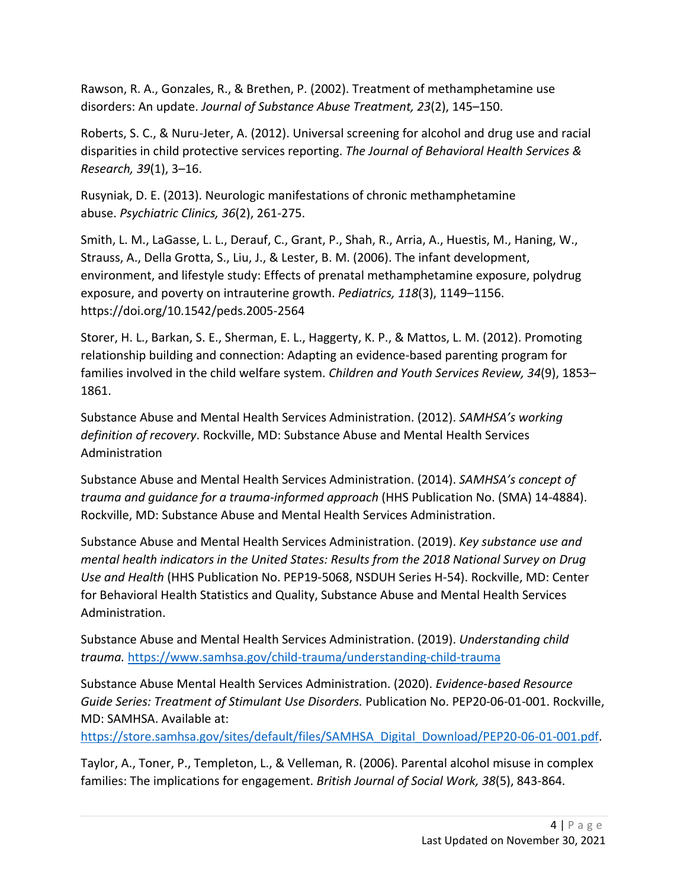Rawson, R. A., Gonzales, R., & Brethen, P. (2002). Treatment of methamphetamine use disorders: An update. *Journal of Substance Abuse Treatment, 23*(2), 145–150.

Roberts, S. C., & Nuru-Jeter, A. (2012). Universal screening for alcohol and drug use and racial disparities in child protective services reporting. *The Journal of Behavioral Health Services & Research, 39*(1), 3–16.

Rusyniak, D. E. (2013). Neurologic manifestations of chronic methamphetamine abuse. *Psychiatric Clinics, 36*(2), 261-275.

Smith, L. M., LaGasse, L. L., Derauf, C., Grant, P., Shah, R., Arria, A., Huestis, M., Haning, W., Strauss, A., Della Grotta, S., Liu, J., & Lester, B. M. (2006). The infant development, environment, and lifestyle study: Effects of prenatal methamphetamine exposure, polydrug exposure, and poverty on intrauterine growth. *Pediatrics, 118*(3), 1149–1156. https://doi.org/10.1542/peds.2005-2564

Storer, H. L., Barkan, S. E., Sherman, E. L., Haggerty, K. P., & Mattos, L. M. (2012). Promoting relationship building and connection: Adapting an evidence-based parenting program for families involved in the child welfare system. *Children and Youth Services Review, 34*(9), 1853–1861.

Substance Abuse and Mental Health Services Administration. (2012). *SAMHSA's working definition of recovery*. Rockville, MD: Substance Abuse and Mental Health Services Administration

Substance Abuse and Mental Health Services Administration. (2014). *SAMHSA's concept of trauma and guidance for a trauma-informed approach* (HHS Publication No. (SMA) 14-4884). Rockville, MD: Substance Abuse and Mental Health Services Administration.

Substance Abuse and Mental Health Services Administration. (2019). *Key substance use and mental health indicators in the United States: Results from the 2018 National Survey on Drug Use and Health* (HHS Publication No. PEP19-5068, NSDUH Series H-54). Rockville, MD: Center for Behavioral Health Statistics and Quality, Substance Abuse and Mental Health Services Administration.

Substance Abuse and Mental Health Services Administration. (2019). *Understanding child trauma.* https://www.samhsa.gov/child-trauma/understanding-child-trauma

Substance Abuse Mental Health Services Administration. (2020). *Evidence-based Resource Guide Series: Treatment of Stimulant Use Disorders.* Publication No. PEP20-06-01-001. Rockville, MD: SAMHSA. Available at: https://store.samhsa.gov/sites/default/files/SAMHSA_Digital_Download/PEP20-06-01-001.pdf.

Taylor, A., Toner, P., Templeton, L., & Velleman, R. (2006). Parental alcohol misuse in complex families: The implications for engagement. *British Journal of Social Work, 38*(5), 843-864.

Last Updated on November 30, 2021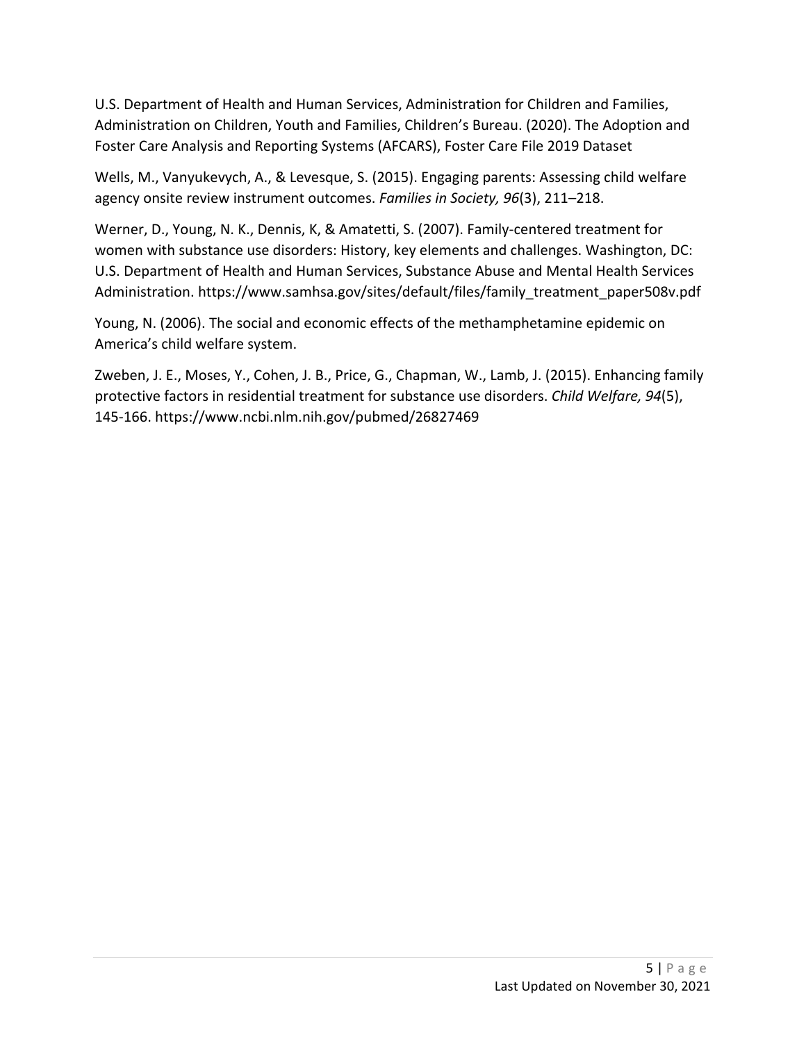U.S. Department of Health and Human Services, Administration for Children and Families, Administration on Children, Youth and Families, Children's Bureau. (2020). The Adoption and Foster Care Analysis and Reporting Systems (AFCARS), Foster Care File 2019 Dataset

Wells, M., Vanyukevych, A., & Levesque, S. (2015). Engaging parents: Assessing child welfare agency onsite review instrument outcomes. *Families in Society, 96*(3), 211–218.

Werner, D., Young, N. K., Dennis, K, & Amatetti, S. (2007). Family-centered treatment for women with substance use disorders: History, key elements and challenges. Washington, DC: U.S. Department of Health and Human Services, Substance Abuse and Mental Health Services Administration. https://www.samhsa.gov/sites/default/files/family_treatment_paper508v.pdf

Young, N. (2006). The social and economic effects of the methamphetamine epidemic on America's child welfare system.

Zweben, J. E., Moses, Y., Cohen, J. B., Price, G., Chapman, W., Lamb, J. (2015). Enhancing family protective factors in residential treatment for substance use disorders. *Child Welfare, 94*(5), 145-166. https://www.ncbi.nlm.nih.gov/pubmed/26827469